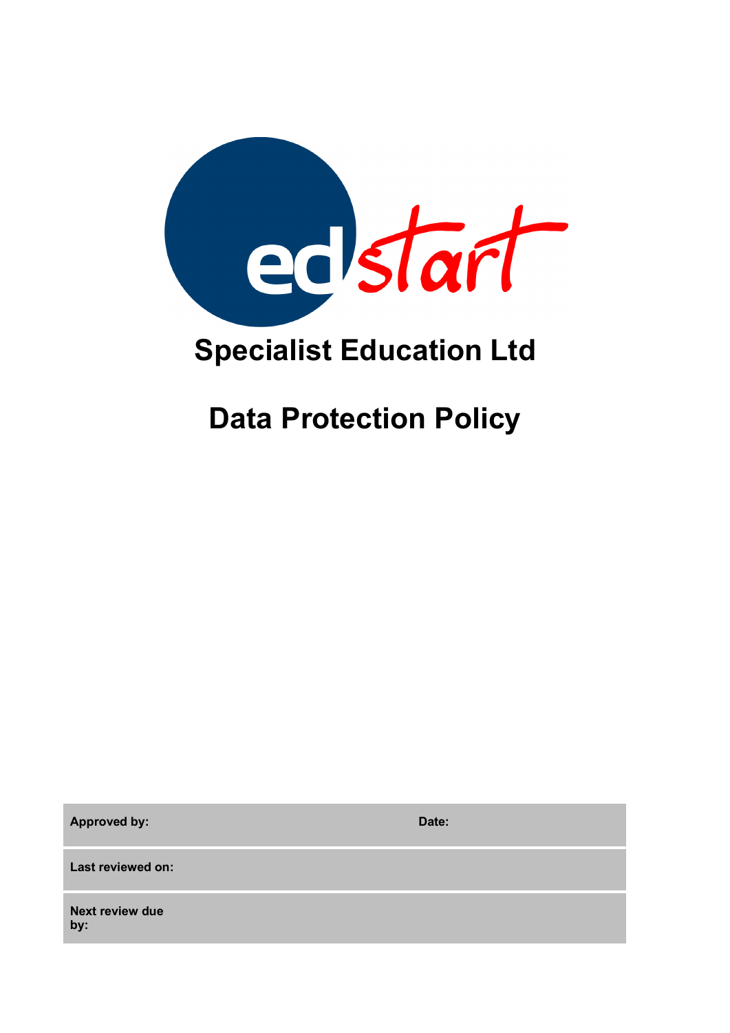edstart

# Specialist Education Ltd

# Data Protection Policy

| **Approved by:** | **Date:** |
|---|---|
| **Last reviewed on:** | |
| **Next review due by:** | |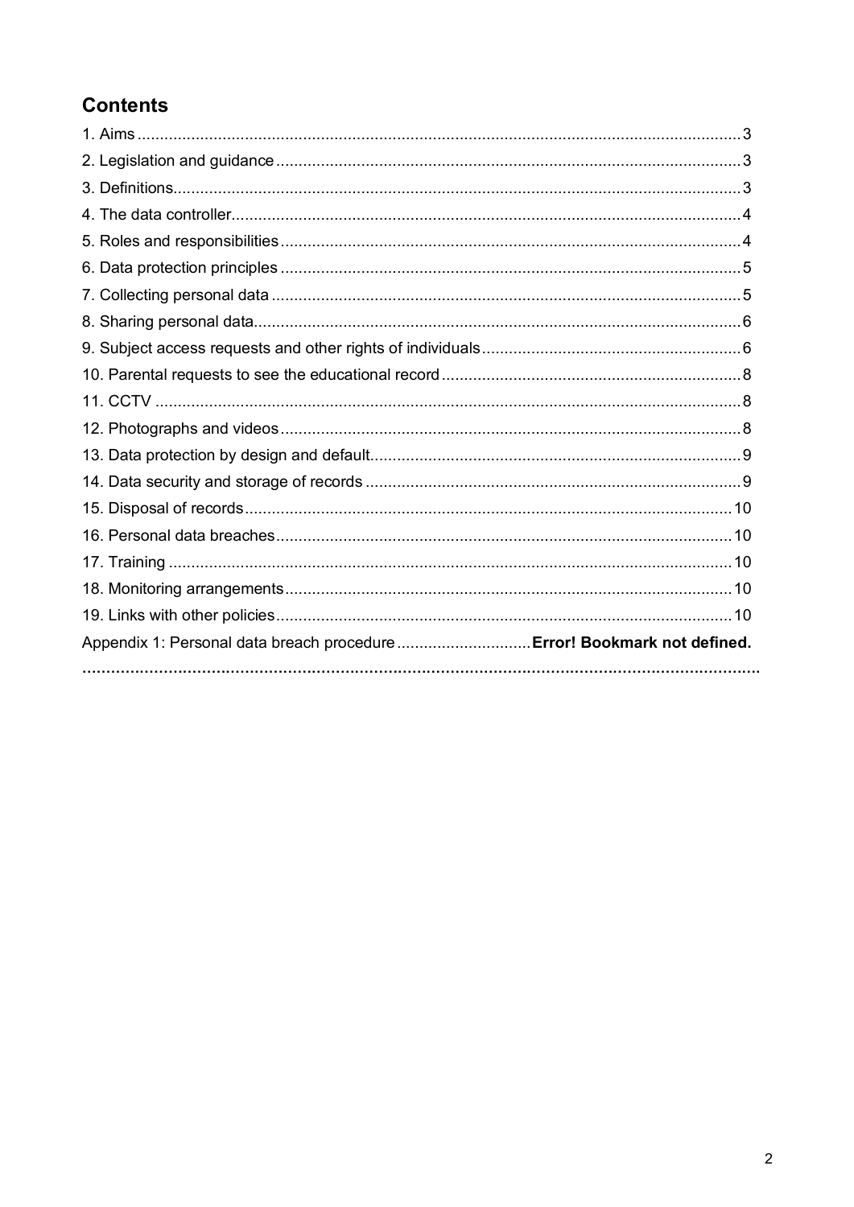## Contents

1. Aims ..... 3
2. Legislation and guidance ..... 3
3. Definitions ..... 3
4. The data controller ..... 4
5. Roles and responsibilities ..... 4
6. Data protection principles ..... 5
7. Collecting personal data ..... 5
8. Sharing personal data ..... 6
9. Subject access requests and other rights of individuals ..... 6
10. Parental requests to see the educational record ..... 8
11. CCTV ..... 8
12. Photographs and videos ..... 8
13. Data protection by design and default ..... 9
14. Data security and storage of records ..... 9
15. Disposal of records ..... 10
16. Personal data breaches ..... 10
17. Training ..... 10
18. Monitoring arrangements ..... 10
19. Links with other policies ..... 10

Appendix 1: Personal data breach procedure ..... **Error! Bookmark not defined.**

**.....**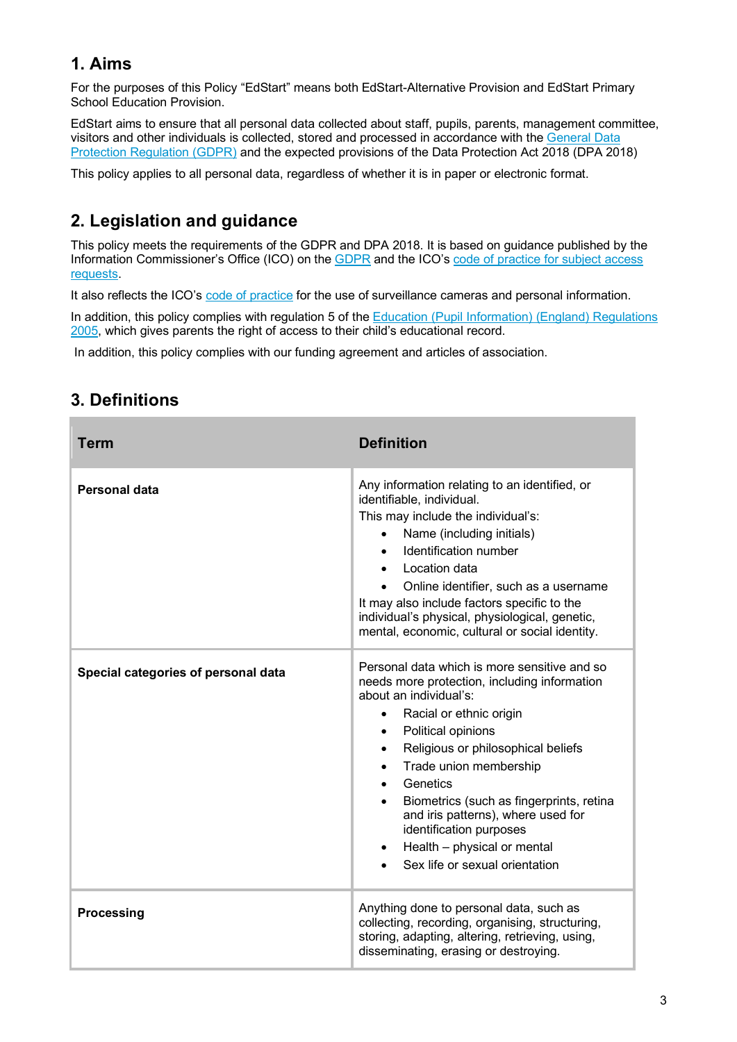## 1. Aims

For the purposes of this Policy "EdStart" means both EdStart-Alternative Provision and EdStart Primary School Education Provision.

EdStart aims to ensure that all personal data collected about staff, pupils, parents, management committee, visitors and other individuals is collected, stored and processed in accordance with the General Data Protection Regulation (GDPR) and the expected provisions of the Data Protection Act 2018 (DPA 2018)

This policy applies to all personal data, regardless of whether it is in paper or electronic format.

## 2. Legislation and guidance

This policy meets the requirements of the GDPR and DPA 2018. It is based on guidance published by the Information Commissioner's Office (ICO) on the GDPR and the ICO's code of practice for subject access requests.

It also reflects the ICO's code of practice for the use of surveillance cameras and personal information.

In addition, this policy complies with regulation 5 of the Education (Pupil Information) (England) Regulations 2005, which gives parents the right of access to their child's educational record.

In addition, this policy complies with our funding agreement and articles of association.

## 3. Definitions

| Term | Definition |
|---|---|
| **Personal data** | Any information relating to an identified, or identifiable, individual.<br>This may include the individual's:<br>• Name (including initials)<br>• Identification number<br>• Location data<br>• Online identifier, such as a username<br>It may also include factors specific to the individual's physical, physiological, genetic, mental, economic, cultural or social identity. |
| **Special categories of personal data** | Personal data which is more sensitive and so needs more protection, including information about an individual's:<br>• Racial or ethnic origin<br>• Political opinions<br>• Religious or philosophical beliefs<br>• Trade union membership<br>• Genetics<br>• Biometrics (such as fingerprints, retina and iris patterns), where used for identification purposes<br>• Health – physical or mental<br>• Sex life or sexual orientation |
| **Processing** | Anything done to personal data, such as collecting, recording, organising, structuring, storing, adapting, altering, retrieving, using, disseminating, erasing or destroying. |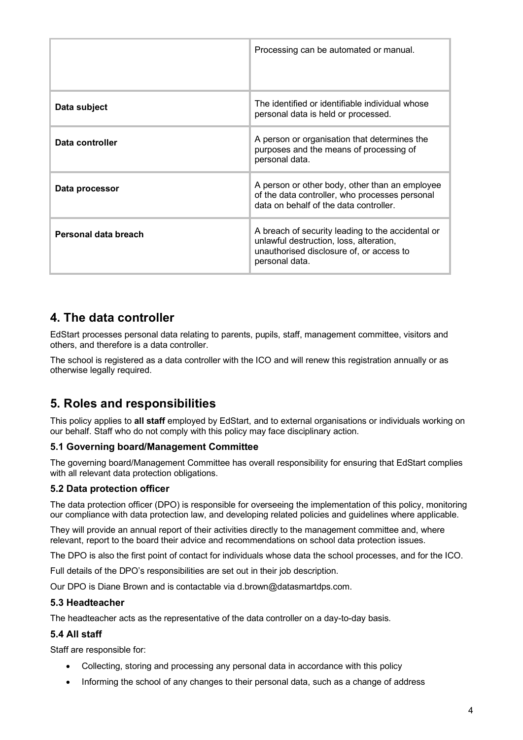| | |
|---|---|
| | Processing can be automated or manual. |
| **Data subject** | The identified or identifiable individual whose personal data is held or processed. |
| **Data controller** | A person or organisation that determines the purposes and the means of processing of personal data. |
| **Data processor** | A person or other body, other than an employee of the data controller, who processes personal data on behalf of the data controller. |
| **Personal data breach** | A breach of security leading to the accidental or unlawful destruction, loss, alteration, unauthorised disclosure of, or access to personal data. |

## 4. The data controller

EdStart processes personal data relating to parents, pupils, staff, management committee, visitors and others, and therefore is a data controller.

The school is registered as a data controller with the ICO and will renew this registration annually or as otherwise legally required.

## 5. Roles and responsibilities

This policy applies to **all staff** employed by EdStart, and to external organisations or individuals working on our behalf. Staff who do not comply with this policy may face disciplinary action.

### 5.1 Governing board/Management Committee

The governing board/Management Committee has overall responsibility for ensuring that EdStart complies with all relevant data protection obligations.

### 5.2 Data protection officer

The data protection officer (DPO) is responsible for overseeing the implementation of this policy, monitoring our compliance with data protection law, and developing related policies and guidelines where applicable.

They will provide an annual report of their activities directly to the management committee and, where relevant, report to the board their advice and recommendations on school data protection issues.

The DPO is also the first point of contact for individuals whose data the school processes, and for the ICO.

Full details of the DPO's responsibilities are set out in their job description.

Our DPO is Diane Brown and is contactable via d.brown@datasmartdps.com.

### 5.3 Headteacher

The headteacher acts as the representative of the data controller on a day-to-day basis.

### 5.4 All staff

Staff are responsible for:

- Collecting, storing and processing any personal data in accordance with this policy
- Informing the school of any changes to their personal data, such as a change of address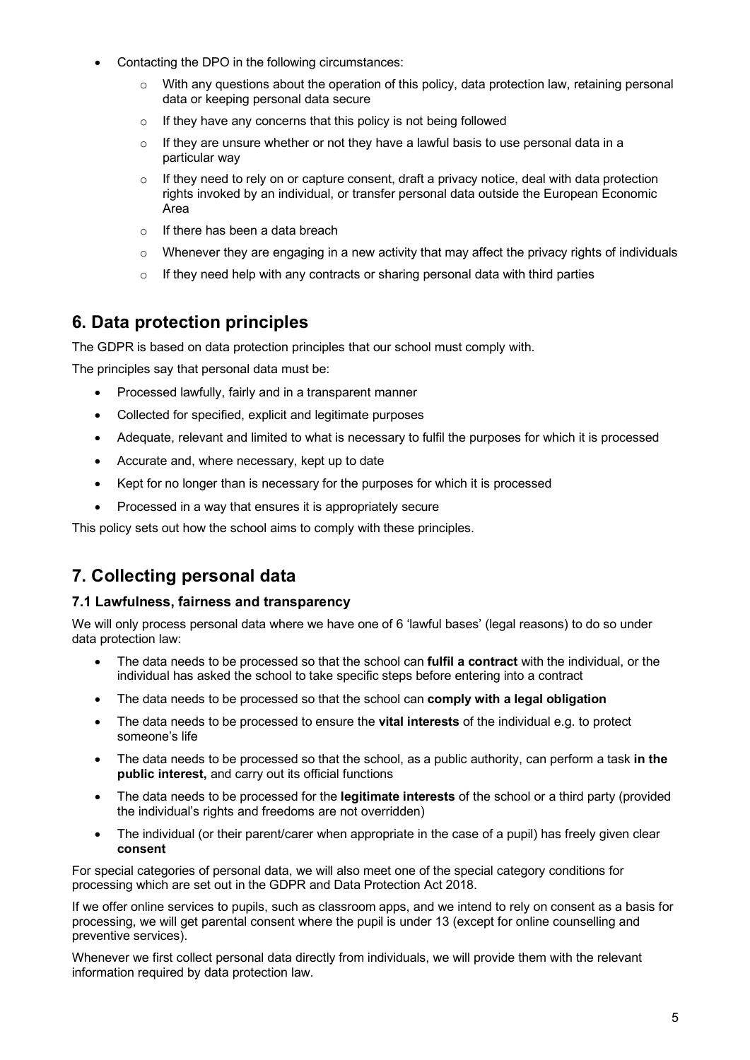- Contacting the DPO in the following circumstances:
  - With any questions about the operation of this policy, data protection law, retaining personal data or keeping personal data secure
  - If they have any concerns that this policy is not being followed
  - If they are unsure whether or not they have a lawful basis to use personal data in a particular way
  - If they need to rely on or capture consent, draft a privacy notice, deal with data protection rights invoked by an individual, or transfer personal data outside the European Economic Area
  - If there has been a data breach
  - Whenever they are engaging in a new activity that may affect the privacy rights of individuals
  - If they need help with any contracts or sharing personal data with third parties

## 6. Data protection principles

The GDPR is based on data protection principles that our school must comply with.

The principles say that personal data must be:

- Processed lawfully, fairly and in a transparent manner
- Collected for specified, explicit and legitimate purposes
- Adequate, relevant and limited to what is necessary to fulfil the purposes for which it is processed
- Accurate and, where necessary, kept up to date
- Kept for no longer than is necessary for the purposes for which it is processed
- Processed in a way that ensures it is appropriately secure

This policy sets out how the school aims to comply with these principles.

## 7. Collecting personal data

### 7.1 Lawfulness, fairness and transparency

We will only process personal data where we have one of 6 'lawful bases' (legal reasons) to do so under data protection law:

- The data needs to be processed so that the school can **fulfil a contract** with the individual, or the individual has asked the school to take specific steps before entering into a contract
- The data needs to be processed so that the school can **comply with a legal obligation**
- The data needs to be processed to ensure the **vital interests** of the individual e.g. to protect someone's life
- The data needs to be processed so that the school, as a public authority, can perform a task **in the public interest,** and carry out its official functions
- The data needs to be processed for the **legitimate interests** of the school or a third party (provided the individual's rights and freedoms are not overridden)
- The individual (or their parent/carer when appropriate in the case of a pupil) has freely given clear **consent**

For special categories of personal data, we will also meet one of the special category conditions for processing which are set out in the GDPR and Data Protection Act 2018.

If we offer online services to pupils, such as classroom apps, and we intend to rely on consent as a basis for processing, we will get parental consent where the pupil is under 13 (except for online counselling and preventive services).

Whenever we first collect personal data directly from individuals, we will provide them with the relevant information required by data protection law.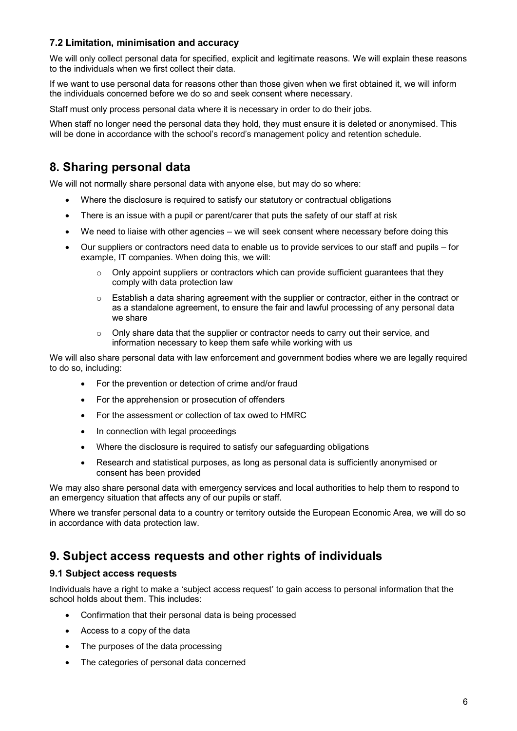### 7.2 Limitation, minimisation and accuracy

We will only collect personal data for specified, explicit and legitimate reasons. We will explain these reasons to the individuals when we first collect their data.

If we want to use personal data for reasons other than those given when we first obtained it, we will inform the individuals concerned before we do so and seek consent where necessary.

Staff must only process personal data where it is necessary in order to do their jobs.

When staff no longer need the personal data they hold, they must ensure it is deleted or anonymised. This will be done in accordance with the school's record's management policy and retention schedule.

## 8. Sharing personal data

We will not normally share personal data with anyone else, but may do so where:

- Where the disclosure is required to satisfy our statutory or contractual obligations
- There is an issue with a pupil or parent/carer that puts the safety of our staff at risk
- We need to liaise with other agencies – we will seek consent where necessary before doing this
- Our suppliers or contractors need data to enable us to provide services to our staff and pupils – for example, IT companies. When doing this, we will:
    - Only appoint suppliers or contractors which can provide sufficient guarantees that they comply with data protection law
    - Establish a data sharing agreement with the supplier or contractor, either in the contract or as a standalone agreement, to ensure the fair and lawful processing of any personal data we share
    - Only share data that the supplier or contractor needs to carry out their service, and information necessary to keep them safe while working with us

We will also share personal data with law enforcement and government bodies where we are legally required to do so, including:

- For the prevention or detection of crime and/or fraud
- For the apprehension or prosecution of offenders
- For the assessment or collection of tax owed to HMRC
- In connection with legal proceedings
- Where the disclosure is required to satisfy our safeguarding obligations
- Research and statistical purposes, as long as personal data is sufficiently anonymised or consent has been provided

We may also share personal data with emergency services and local authorities to help them to respond to an emergency situation that affects any of our pupils or staff.

Where we transfer personal data to a country or territory outside the European Economic Area, we will do so in accordance with data protection law.

## 9. Subject access requests and other rights of individuals

### 9.1 Subject access requests

Individuals have a right to make a 'subject access request' to gain access to personal information that the school holds about them. This includes:

- Confirmation that their personal data is being processed
- Access to a copy of the data
- The purposes of the data processing
- The categories of personal data concerned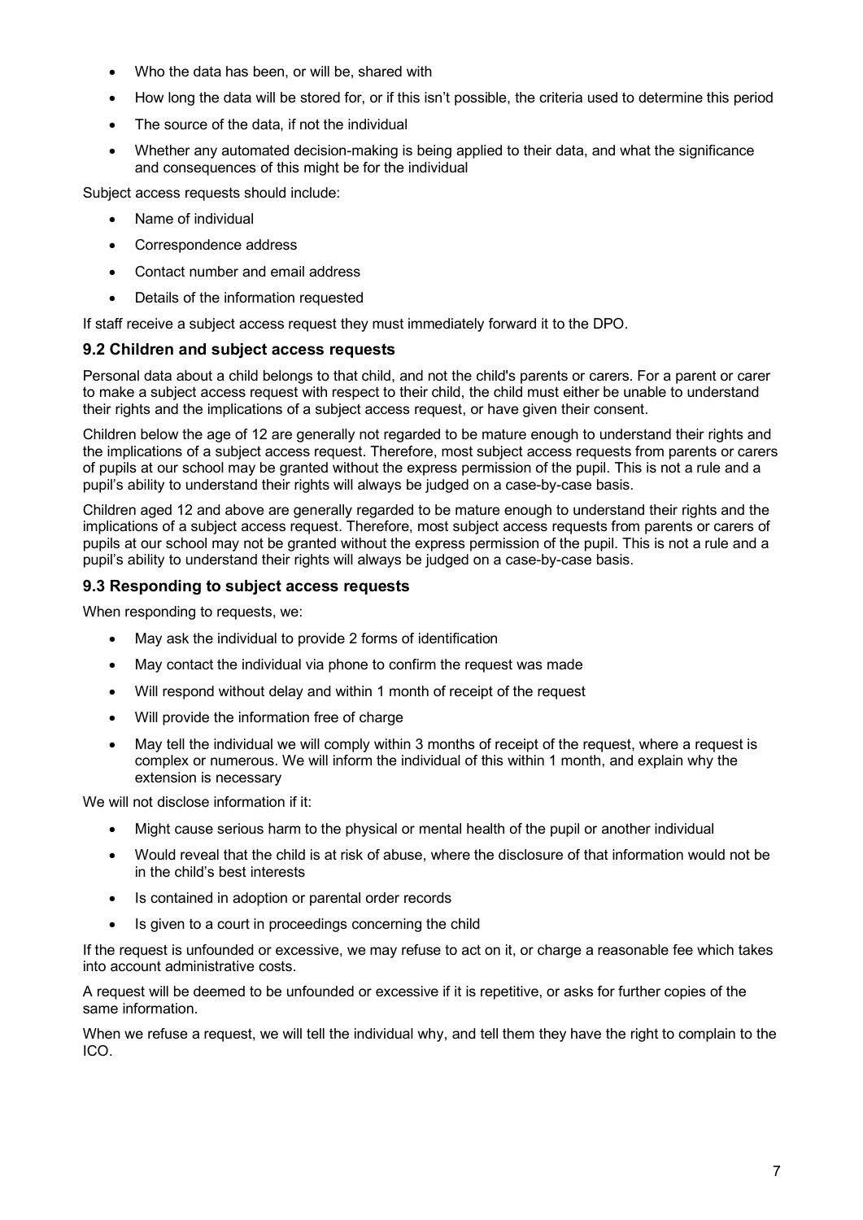- Who the data has been, or will be, shared with
- How long the data will be stored for, or if this isn't possible, the criteria used to determine this period
- The source of the data, if not the individual
- Whether any automated decision-making is being applied to their data, and what the significance and consequences of this might be for the individual

Subject access requests should include:

- Name of individual
- Correspondence address
- Contact number and email address
- Details of the information requested

If staff receive a subject access request they must immediately forward it to the DPO.

### 9.2 Children and subject access requests

Personal data about a child belongs to that child, and not the child's parents or carers. For a parent or carer to make a subject access request with respect to their child, the child must either be unable to understand their rights and the implications of a subject access request, or have given their consent.

Children below the age of 12 are generally not regarded to be mature enough to understand their rights and the implications of a subject access request. Therefore, most subject access requests from parents or carers of pupils at our school may be granted without the express permission of the pupil. This is not a rule and a pupil's ability to understand their rights will always be judged on a case-by-case basis.

Children aged 12 and above are generally regarded to be mature enough to understand their rights and the implications of a subject access request. Therefore, most subject access requests from parents or carers of pupils at our school may not be granted without the express permission of the pupil. This is not a rule and a pupil's ability to understand their rights will always be judged on a case-by-case basis.

### 9.3 Responding to subject access requests

When responding to requests, we:

- May ask the individual to provide 2 forms of identification
- May contact the individual via phone to confirm the request was made
- Will respond without delay and within 1 month of receipt of the request
- Will provide the information free of charge
- May tell the individual we will comply within 3 months of receipt of the request, where a request is complex or numerous. We will inform the individual of this within 1 month, and explain why the extension is necessary

We will not disclose information if it:

- Might cause serious harm to the physical or mental health of the pupil or another individual
- Would reveal that the child is at risk of abuse, where the disclosure of that information would not be in the child's best interests
- Is contained in adoption or parental order records
- Is given to a court in proceedings concerning the child

If the request is unfounded or excessive, we may refuse to act on it, or charge a reasonable fee which takes into account administrative costs.

A request will be deemed to be unfounded or excessive if it is repetitive, or asks for further copies of the same information.

When we refuse a request, we will tell the individual why, and tell them they have the right to complain to the ICO.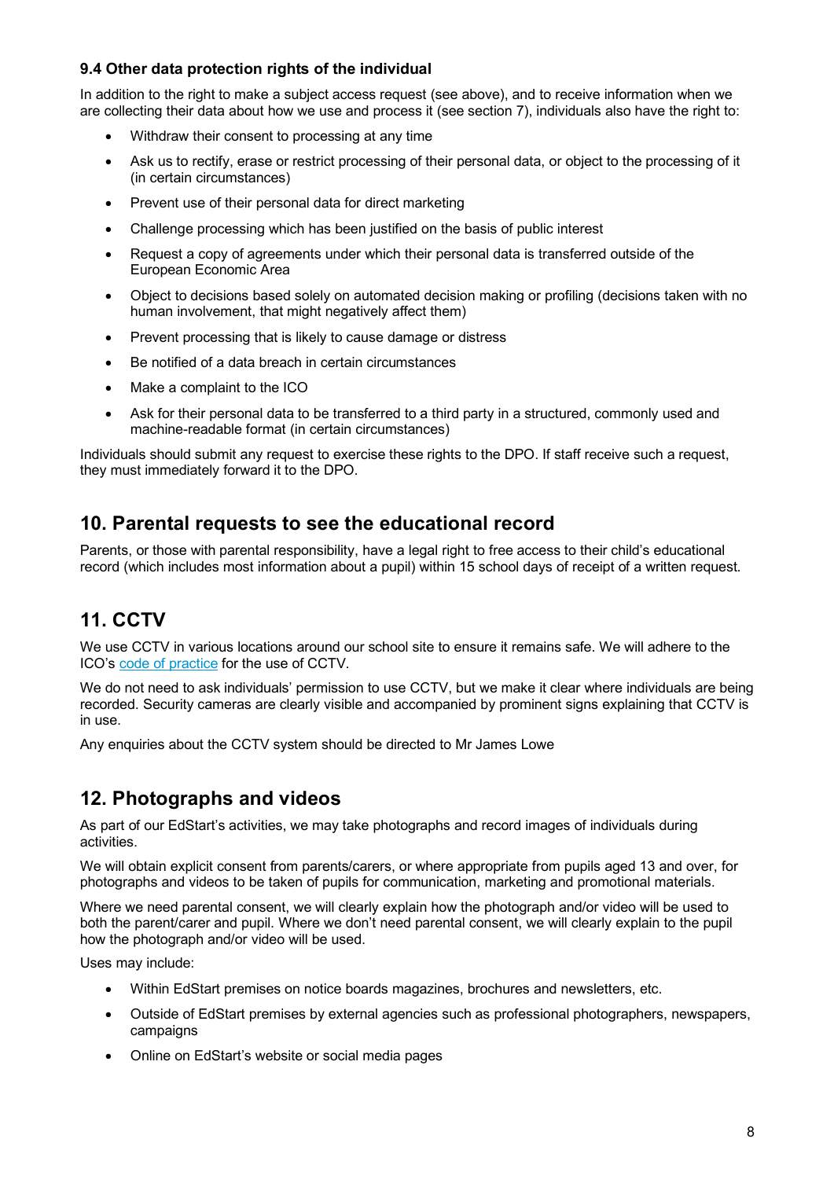### 9.4 Other data protection rights of the individual

In addition to the right to make a subject access request (see above), and to receive information when we are collecting their data about how we use and process it (see section 7), individuals also have the right to:

- Withdraw their consent to processing at any time
- Ask us to rectify, erase or restrict processing of their personal data, or object to the processing of it (in certain circumstances)
- Prevent use of their personal data for direct marketing
- Challenge processing which has been justified on the basis of public interest
- Request a copy of agreements under which their personal data is transferred outside of the European Economic Area
- Object to decisions based solely on automated decision making or profiling (decisions taken with no human involvement, that might negatively affect them)
- Prevent processing that is likely to cause damage or distress
- Be notified of a data breach in certain circumstances
- Make a complaint to the ICO
- Ask for their personal data to be transferred to a third party in a structured, commonly used and machine-readable format (in certain circumstances)

Individuals should submit any request to exercise these rights to the DPO. If staff receive such a request, they must immediately forward it to the DPO.

## 10. Parental requests to see the educational record

Parents, or those with parental responsibility, have a legal right to free access to their child's educational record (which includes most information about a pupil) within 15 school days of receipt of a written request.

## 11. CCTV

We use CCTV in various locations around our school site to ensure it remains safe. We will adhere to the ICO's code of practice for the use of CCTV.

We do not need to ask individuals' permission to use CCTV, but we make it clear where individuals are being recorded. Security cameras are clearly visible and accompanied by prominent signs explaining that CCTV is in use.

Any enquiries about the CCTV system should be directed to Mr James Lowe

## 12. Photographs and videos

As part of our EdStart's activities, we may take photographs and record images of individuals during activities.

We will obtain explicit consent from parents/carers, or where appropriate from pupils aged 13 and over, for photographs and videos to be taken of pupils for communication, marketing and promotional materials.

Where we need parental consent, we will clearly explain how the photograph and/or video will be used to both the parent/carer and pupil. Where we don't need parental consent, we will clearly explain to the pupil how the photograph and/or video will be used.

Uses may include:

- Within EdStart premises on notice boards magazines, brochures and newsletters, etc.
- Outside of EdStart premises by external agencies such as professional photographers, newspapers, campaigns
- Online on EdStart's website or social media pages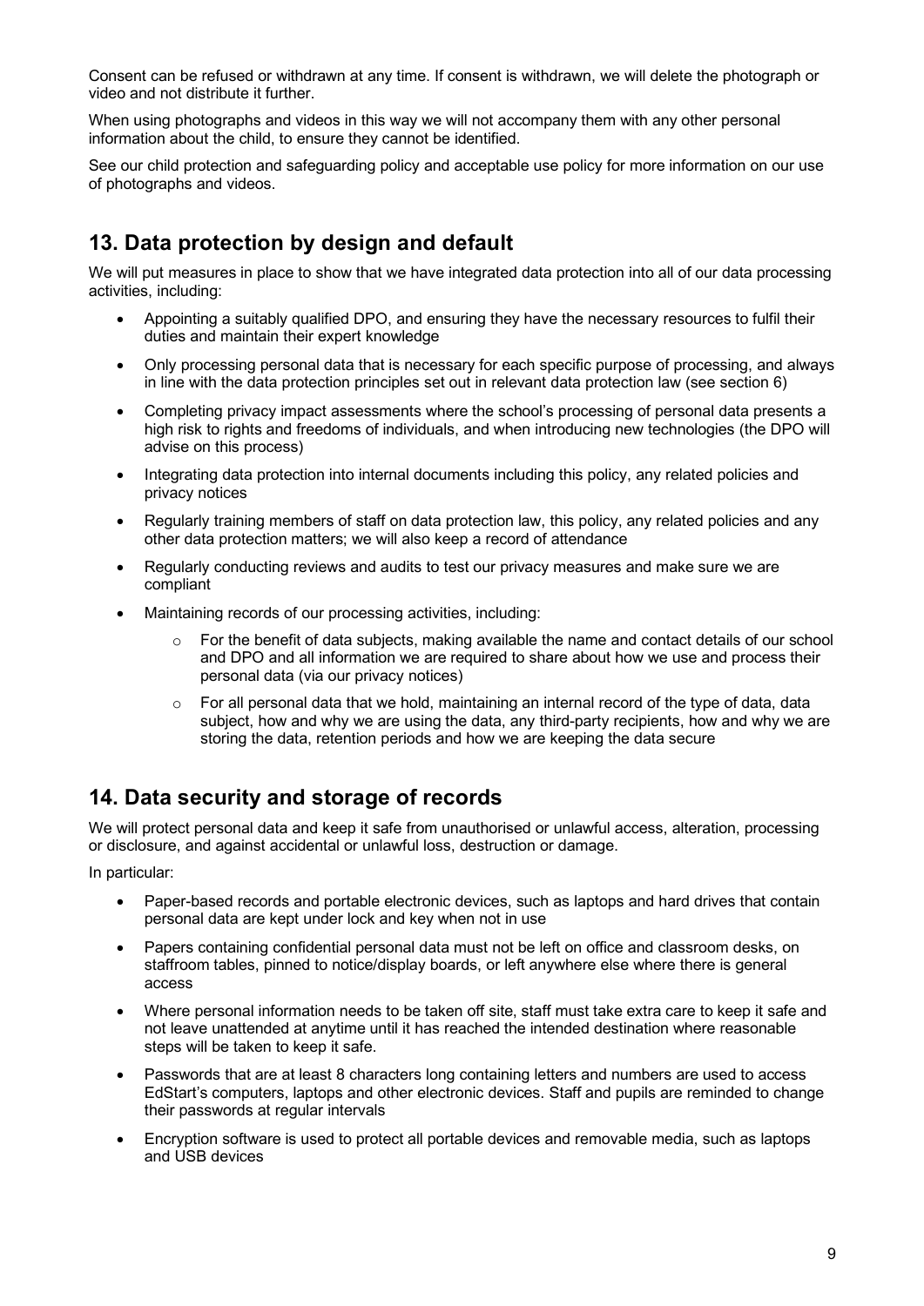Consent can be refused or withdrawn at any time. If consent is withdrawn, we will delete the photograph or video and not distribute it further.

When using photographs and videos in this way we will not accompany them with any other personal information about the child, to ensure they cannot be identified.

See our child protection and safeguarding policy and acceptable use policy for more information on our use of photographs and videos.

## 13. Data protection by design and default

We will put measures in place to show that we have integrated data protection into all of our data processing activities, including:

- Appointing a suitably qualified DPO, and ensuring they have the necessary resources to fulfil their duties and maintain their expert knowledge
- Only processing personal data that is necessary for each specific purpose of processing, and always in line with the data protection principles set out in relevant data protection law (see section 6)
- Completing privacy impact assessments where the school's processing of personal data presents a high risk to rights and freedoms of individuals, and when introducing new technologies (the DPO will advise on this process)
- Integrating data protection into internal documents including this policy, any related policies and privacy notices
- Regularly training members of staff on data protection law, this policy, any related policies and any other data protection matters; we will also keep a record of attendance
- Regularly conducting reviews and audits to test our privacy measures and make sure we are compliant
- Maintaining records of our processing activities, including:
    - For the benefit of data subjects, making available the name and contact details of our school and DPO and all information we are required to share about how we use and process their personal data (via our privacy notices)
    - For all personal data that we hold, maintaining an internal record of the type of data, data subject, how and why we are using the data, any third-party recipients, how and why we are storing the data, retention periods and how we are keeping the data secure

## 14. Data security and storage of records

We will protect personal data and keep it safe from unauthorised or unlawful access, alteration, processing or disclosure, and against accidental or unlawful loss, destruction or damage.

In particular:

- Paper-based records and portable electronic devices, such as laptops and hard drives that contain personal data are kept under lock and key when not in use
- Papers containing confidential personal data must not be left on office and classroom desks, on staffroom tables, pinned to notice/display boards, or left anywhere else where there is general access
- Where personal information needs to be taken off site, staff must take extra care to keep it safe and not leave unattended at anytime until it has reached the intended destination where reasonable steps will be taken to keep it safe.
- Passwords that are at least 8 characters long containing letters and numbers are used to access EdStart's computers, laptops and other electronic devices. Staff and pupils are reminded to change their passwords at regular intervals
- Encryption software is used to protect all portable devices and removable media, such as laptops and USB devices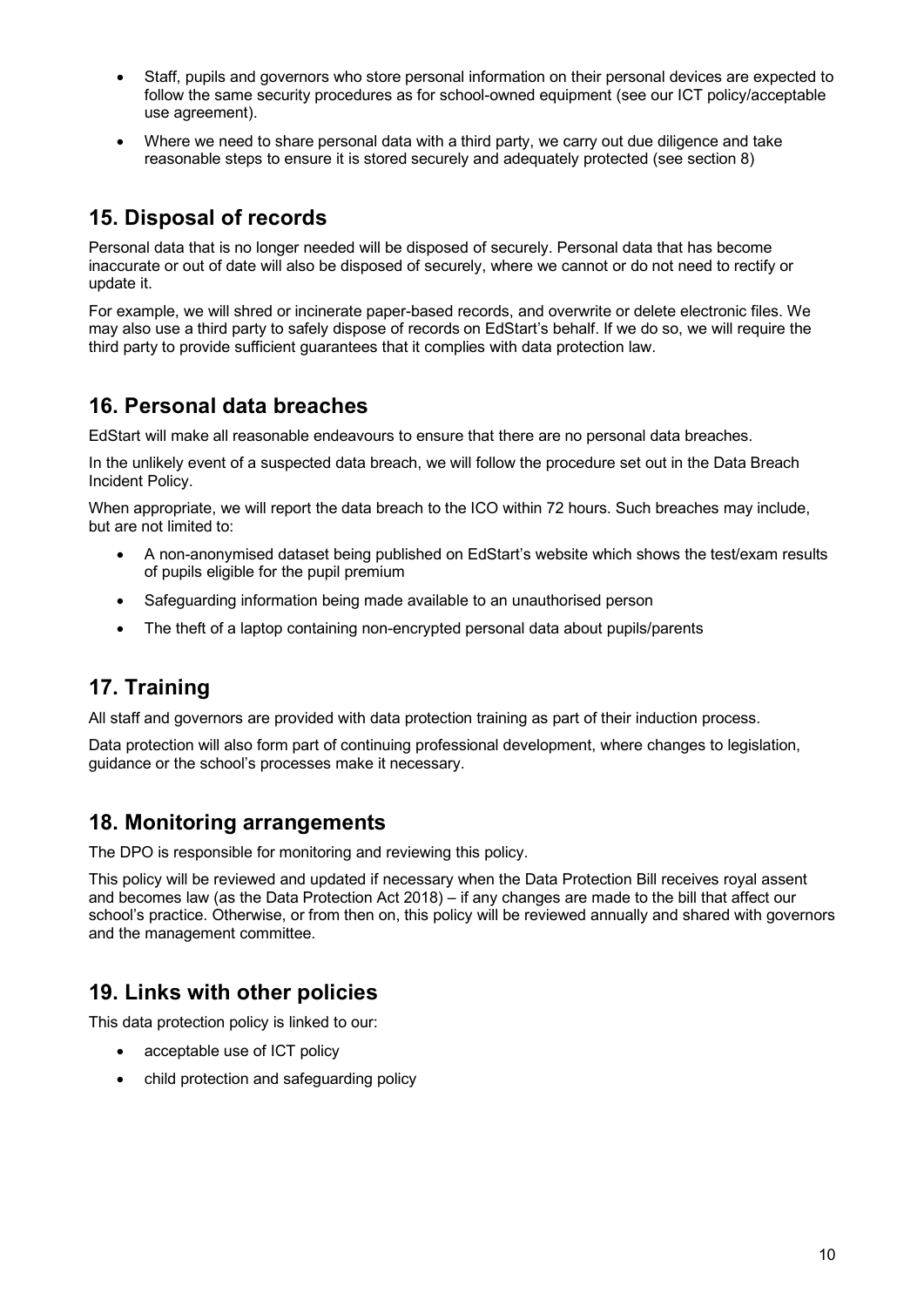- Staff, pupils and governors who store personal information on their personal devices are expected to follow the same security procedures as for school-owned equipment (see our ICT policy/acceptable use agreement).
- Where we need to share personal data with a third party, we carry out due diligence and take reasonable steps to ensure it is stored securely and adequately protected (see section 8)

## 15. Disposal of records

Personal data that is no longer needed will be disposed of securely. Personal data that has become inaccurate or out of date will also be disposed of securely, where we cannot or do not need to rectify or update it.

For example, we will shred or incinerate paper-based records, and overwrite or delete electronic files. We may also use a third party to safely dispose of records on EdStart's behalf. If we do so, we will require the third party to provide sufficient guarantees that it complies with data protection law.

## 16. Personal data breaches

EdStart will make all reasonable endeavours to ensure that there are no personal data breaches.

In the unlikely event of a suspected data breach, we will follow the procedure set out in the Data Breach Incident Policy.

When appropriate, we will report the data breach to the ICO within 72 hours. Such breaches may include, but are not limited to:

- A non-anonymised dataset being published on EdStart's website which shows the test/exam results of pupils eligible for the pupil premium
- Safeguarding information being made available to an unauthorised person
- The theft of a laptop containing non-encrypted personal data about pupils/parents

## 17. Training

All staff and governors are provided with data protection training as part of their induction process.

Data protection will also form part of continuing professional development, where changes to legislation, guidance or the school's processes make it necessary.

## 18. Monitoring arrangements

The DPO is responsible for monitoring and reviewing this policy.

This policy will be reviewed and updated if necessary when the Data Protection Bill receives royal assent and becomes law (as the Data Protection Act 2018) – if any changes are made to the bill that affect our school's practice. Otherwise, or from then on, this policy will be reviewed annually and shared with governors and the management committee.

## 19. Links with other policies

This data protection policy is linked to our:

- acceptable use of ICT policy
- child protection and safeguarding policy